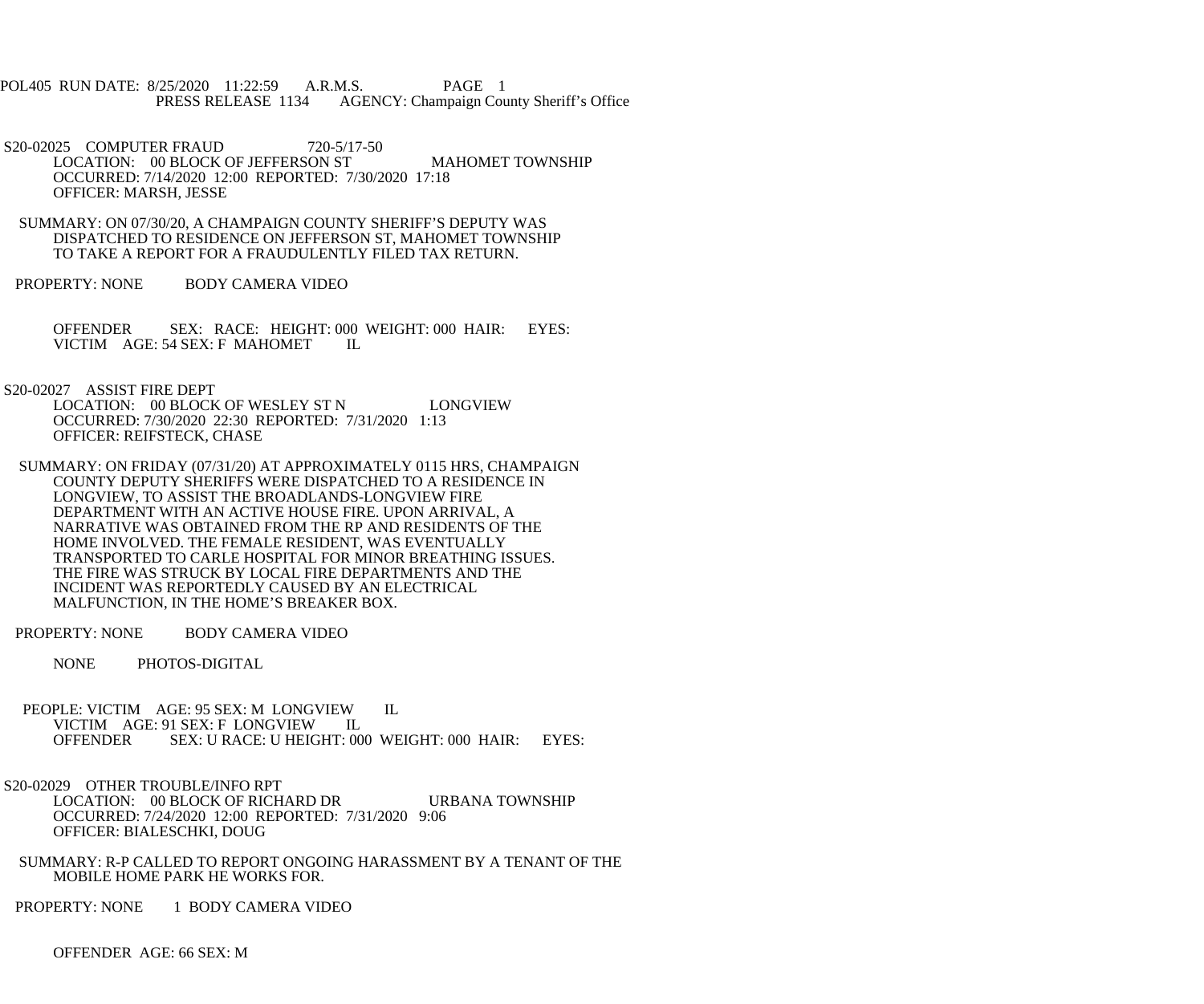POL405 RUN DATE: 8/25/2020 11:22:59 A.R.M.S. PAGE 1
PRESS RELEASE 1134 AGENCY: Champaign County Sheriff's Office

S20-02025 COMPUTER FRAUD 720-5/17-50
LOCATION: 00 BLOCK OF JEFFERSON ST MAHOMET TOWNSHIP
OCCURRED: 7/14/2020 12:00 REPORTED: 7/30/2020 17:18
OFFICER: MARSH, JESSE

SUMMARY: ON 07/30/20, A CHAMPAIGN COUNTY SHERIFF'S DEPUTY WAS DISPATCHED TO RESIDENCE ON JEFFERSON ST, MAHOMET TOWNSHIP TO TAKE A REPORT FOR A FRAUDULENTLY FILED TAX RETURN.

PROPERTY: NONE BODY CAMERA VIDEO

OFFENDER SEX: RACE: HEIGHT: 000 WEIGHT: 000 HAIR: EYES:
VICTIM AGE: 54 SEX: F MAHOMET IL

S20-02027 ASSIST FIRE DEPT
LOCATION: 00 BLOCK OF WESLEY ST N LONGVIEW
OCCURRED: 7/30/2020 22:30 REPORTED: 7/31/2020 1:13
OFFICER: REIFSTECK, CHASE

SUMMARY: ON FRIDAY (07/31/20) AT APPROXIMATELY 0115 HRS, CHAMPAIGN COUNTY DEPUTY SHERIFFS WERE DISPATCHED TO A RESIDENCE IN LONGVIEW, TO ASSIST THE BROADLANDS-LONGVIEW FIRE DEPARTMENT WITH AN ACTIVE HOUSE FIRE. UPON ARRIVAL, A NARRATIVE WAS OBTAINED FROM THE RP AND RESIDENTS OF THE HOME INVOLVED. THE FEMALE RESIDENT, WAS EVENTUALLY TRANSPORTED TO CARLE HOSPITAL FOR MINOR BREATHING ISSUES. THE FIRE WAS STRUCK BY LOCAL FIRE DEPARTMENTS AND THE INCIDENT WAS REPORTEDLY CAUSED BY AN ELECTRICAL MALFUNCTION, IN THE HOME'S BREAKER BOX.

PROPERTY: NONE BODY CAMERA VIDEO

NONE PHOTOS-DIGITAL

PEOPLE: VICTIM AGE: 95 SEX: M LONGVIEW IL
VICTIM AGE: 91 SEX: F LONGVIEW IL
OFFENDER SEX: U RACE: U HEIGHT: 000 WEIGHT: 000 HAIR: EYES:

S20-02029 OTHER TROUBLE/INFO RPT
LOCATION: 00 BLOCK OF RICHARD DR URBANA TOWNSHIP
OCCURRED: 7/24/2020 12:00 REPORTED: 7/31/2020 9:06
OFFICER: BIALESCHKI, DOUG

SUMMARY: R-P CALLED TO REPORT ONGOING HARASSMENT BY A TENANT OF THE MOBILE HOME PARK HE WORKS FOR.

PROPERTY: NONE 1 BODY CAMERA VIDEO

OFFENDER AGE: 66 SEX: M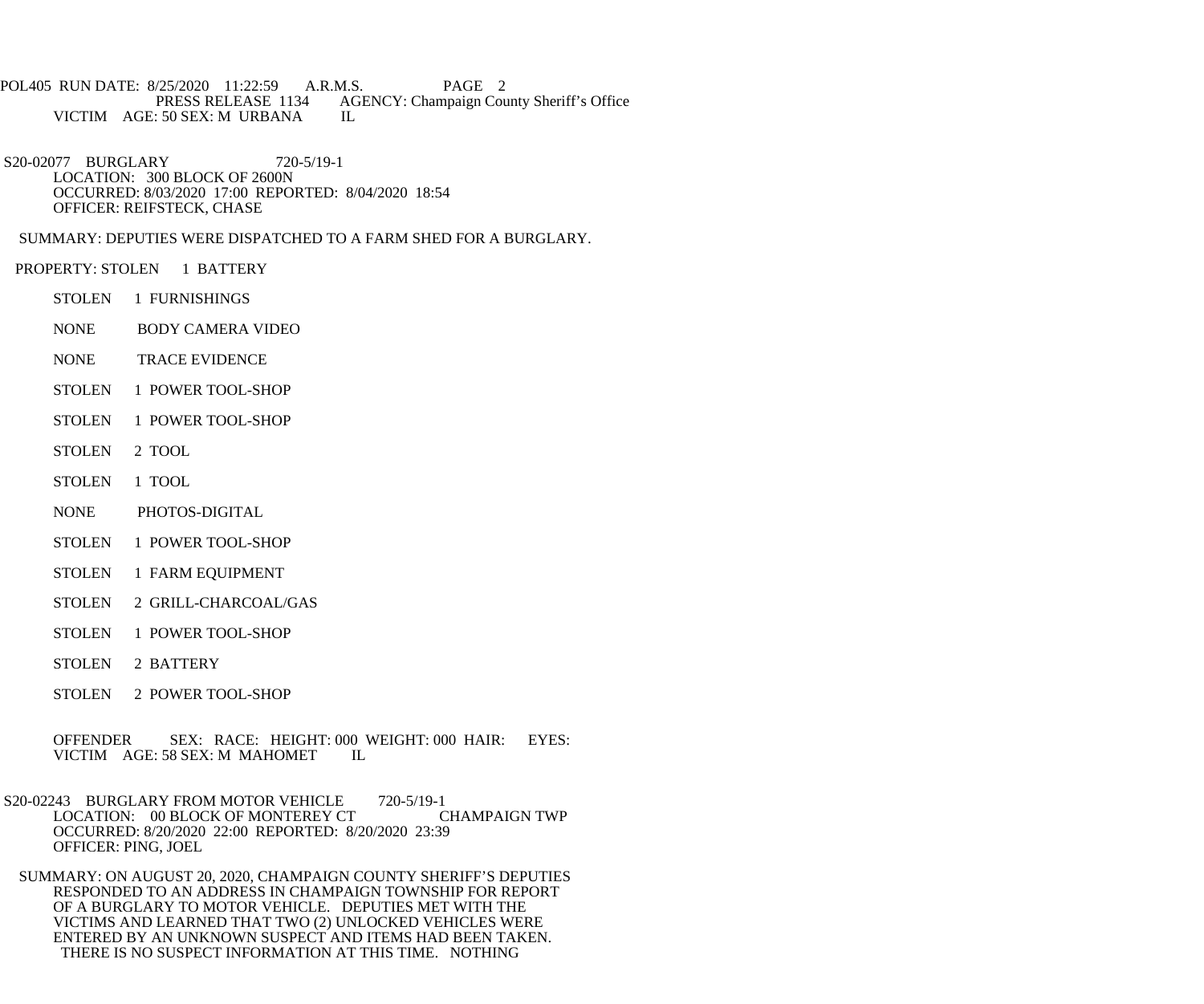VICTIM AGE: 50 SEX: M URBANA IL

S20-02077 BURGLARY 720-5/19-1
LOCATION: 300 BLOCK OF 2600N
OCCURRED: 8/03/2020 17:00 REPORTED: 8/04/2020 18:54
OFFICER: REIFSTECK, CHASE

SUMMARY: DEPUTIES WERE DISPATCHED TO A FARM SHED FOR A BURGLARY.

PROPERTY: STOLEN 1 BATTERY

STOLEN 1 FURNISHINGS

NONE BODY CAMERA VIDEO

NONE TRACE EVIDENCE

STOLEN 1 POWER TOOL-SHOP

STOLEN 1 POWER TOOL-SHOP

STOLEN 2 TOOL

STOLEN 1 TOOL

NONE PHOTOS-DIGITAL

STOLEN 1 POWER TOOL-SHOP

STOLEN 1 FARM EQUIPMENT

STOLEN 2 GRILL-CHARCOAL/GAS

STOLEN 1 POWER TOOL-SHOP

STOLEN 2 BATTERY

STOLEN 2 POWER TOOL-SHOP

OFFENDER SEX: RACE: HEIGHT: 000 WEIGHT: 000 HAIR: EYES:
VICTIM AGE: 58 SEX: M MAHOMET IL

S20-02243 BURGLARY FROM MOTOR VEHICLE 720-5/19-1
LOCATION: 00 BLOCK OF MONTEREY CT CHAMPAIGN TWP
OCCURRED: 8/20/2020 22:00 REPORTED: 8/20/2020 23:39
OFFICER: PING, JOEL

SUMMARY: ON AUGUST 20, 2020, CHAMPAIGN COUNTY SHERIFF'S DEPUTIES RESPONDED TO AN ADDRESS IN CHAMPAIGN TOWNSHIP FOR REPORT OF A BURGLARY TO MOTOR VEHICLE. DEPUTIES MET WITH THE VICTIMS AND LEARNED THAT TWO (2) UNLOCKED VEHICLES WERE ENTERED BY AN UNKNOWN SUSPECT AND ITEMS HAD BEEN TAKEN. THERE IS NO SUSPECT INFORMATION AT THIS TIME. NOTHING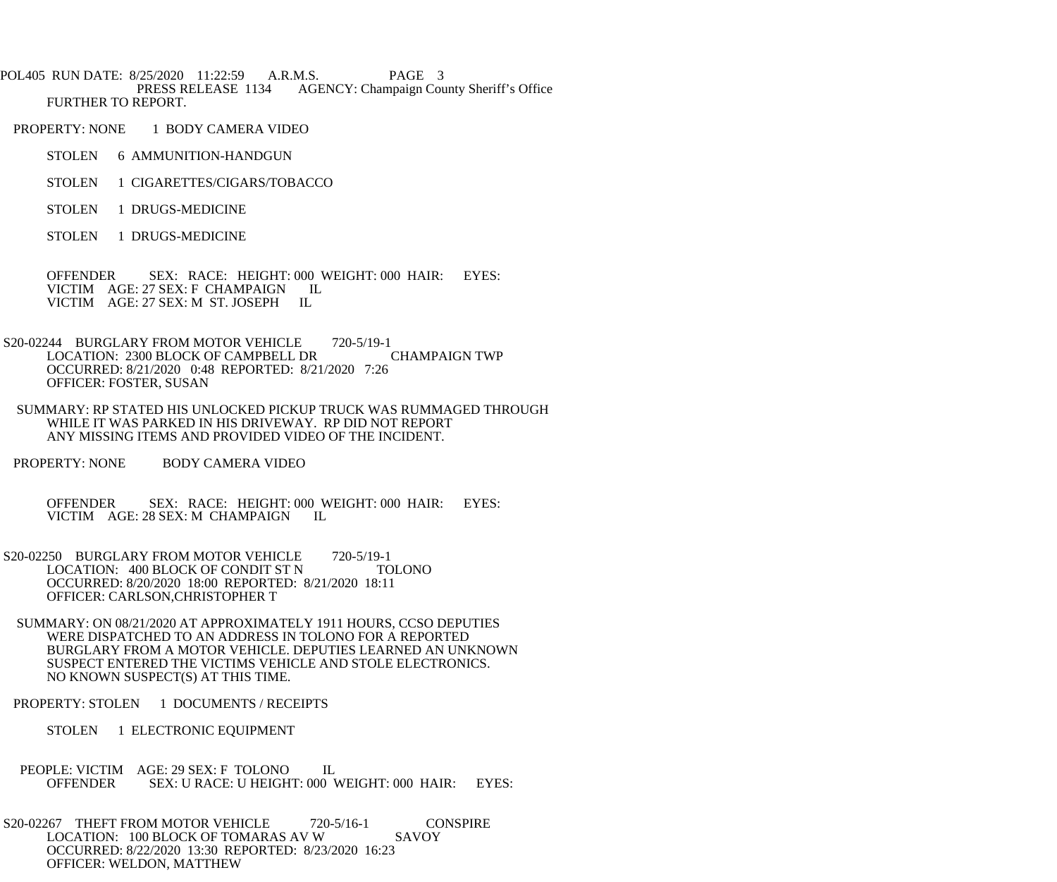FURTHER TO REPORT.

PROPERTY: NONE 1 BODY CAMERA VIDEO

STOLEN 6 AMMUNITION-HANDGUN

STOLEN 1 CIGARETTES/CIGARS/TOBACCO

STOLEN 1 DRUGS-MEDICINE

STOLEN 1 DRUGS-MEDICINE

OFFENDER SEX: RACE: HEIGHT: 000 WEIGHT: 000 HAIR: EYES:
VICTIM AGE: 27 SEX: F CHAMPAIGN IL
VICTIM AGE: 27 SEX: M ST. JOSEPH IL

S20-02244 BURGLARY FROM MOTOR VEHICLE 720-5/19-1
LOCATION: 2300 BLOCK OF CAMPBELL DR CHAMPAIGN TWP
OCCURRED: 8/21/2020 0:48 REPORTED: 8/21/2020 7:26
OFFICER: FOSTER, SUSAN

SUMMARY: RP STATED HIS UNLOCKED PICKUP TRUCK WAS RUMMAGED THROUGH WHILE IT WAS PARKED IN HIS DRIVEWAY. RP DID NOT REPORT ANY MISSING ITEMS AND PROVIDED VIDEO OF THE INCIDENT.

PROPERTY: NONE BODY CAMERA VIDEO

OFFENDER SEX: RACE: HEIGHT: 000 WEIGHT: 000 HAIR: EYES:
VICTIM AGE: 28 SEX: M CHAMPAIGN IL

S20-02250 BURGLARY FROM MOTOR VEHICLE 720-5/19-1
LOCATION: 400 BLOCK OF CONDIT ST N TOLONO
OCCURRED: 8/20/2020 18:00 REPORTED: 8/21/2020 18:11
OFFICER: CARLSON,CHRISTOPHER T

SUMMARY: ON 08/21/2020 AT APPROXIMATELY 1911 HOURS, CCSO DEPUTIES WERE DISPATCHED TO AN ADDRESS IN TOLONO FOR A REPORTED BURGLARY FROM A MOTOR VEHICLE. DEPUTIES LEARNED AN UNKNOWN SUSPECT ENTERED THE VICTIMS VEHICLE AND STOLE ELECTRONICS. NO KNOWN SUSPECT(S) AT THIS TIME.

PROPERTY: STOLEN 1 DOCUMENTS / RECEIPTS

STOLEN 1 ELECTRONIC EQUIPMENT

PEOPLE: VICTIM AGE: 29 SEX: F TOLONO IL
OFFENDER SEX: U RACE: U HEIGHT: 000 WEIGHT: 000 HAIR: EYES:

S20-02267 THEFT FROM MOTOR VEHICLE 720-5/16-1 CONSPIRE
LOCATION: 100 BLOCK OF TOMARAS AV W SAVOY
OCCURRED: 8/22/2020 13:30 REPORTED: 8/23/2020 16:23
OFFICER: WELDON, MATTHEW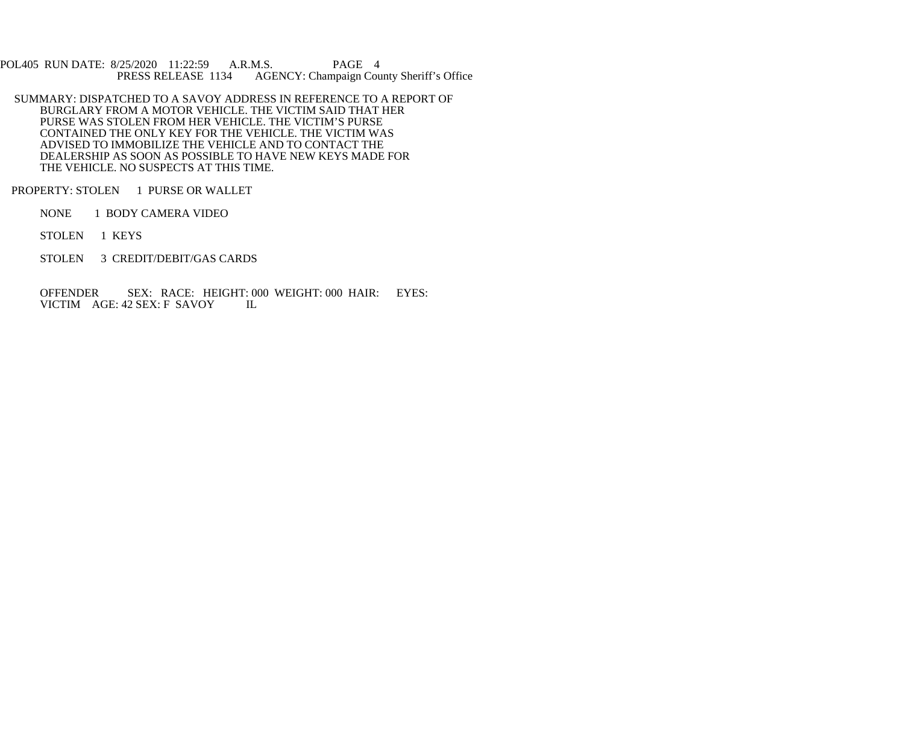SUMMARY: DISPATCHED TO A SAVOY ADDRESS IN REFERENCE TO A REPORT OF BURGLARY FROM A MOTOR VEHICLE. THE VICTIM SAID THAT HER PURSE WAS STOLEN FROM HER VEHICLE. THE VICTIM'S PURSE CONTAINED THE ONLY KEY FOR THE VEHICLE. THE VICTIM WAS ADVISED TO IMMOBILIZE THE VEHICLE AND TO CONTACT THE DEALERSHIP AS SOON AS POSSIBLE TO HAVE NEW KEYS MADE FOR THE VEHICLE. NO SUSPECTS AT THIS TIME.

PROPERTY: STOLEN 1 PURSE OR WALLET

NONE 1 BODY CAMERA VIDEO

STOLEN 1 KEYS

STOLEN 3 CREDIT/DEBIT/GAS CARDS

OFFENDER SEX: RACE: HEIGHT: 000 WEIGHT: 000 HAIR: EYES:
VICTIM AGE: 42 SEX: F SAVOY IL